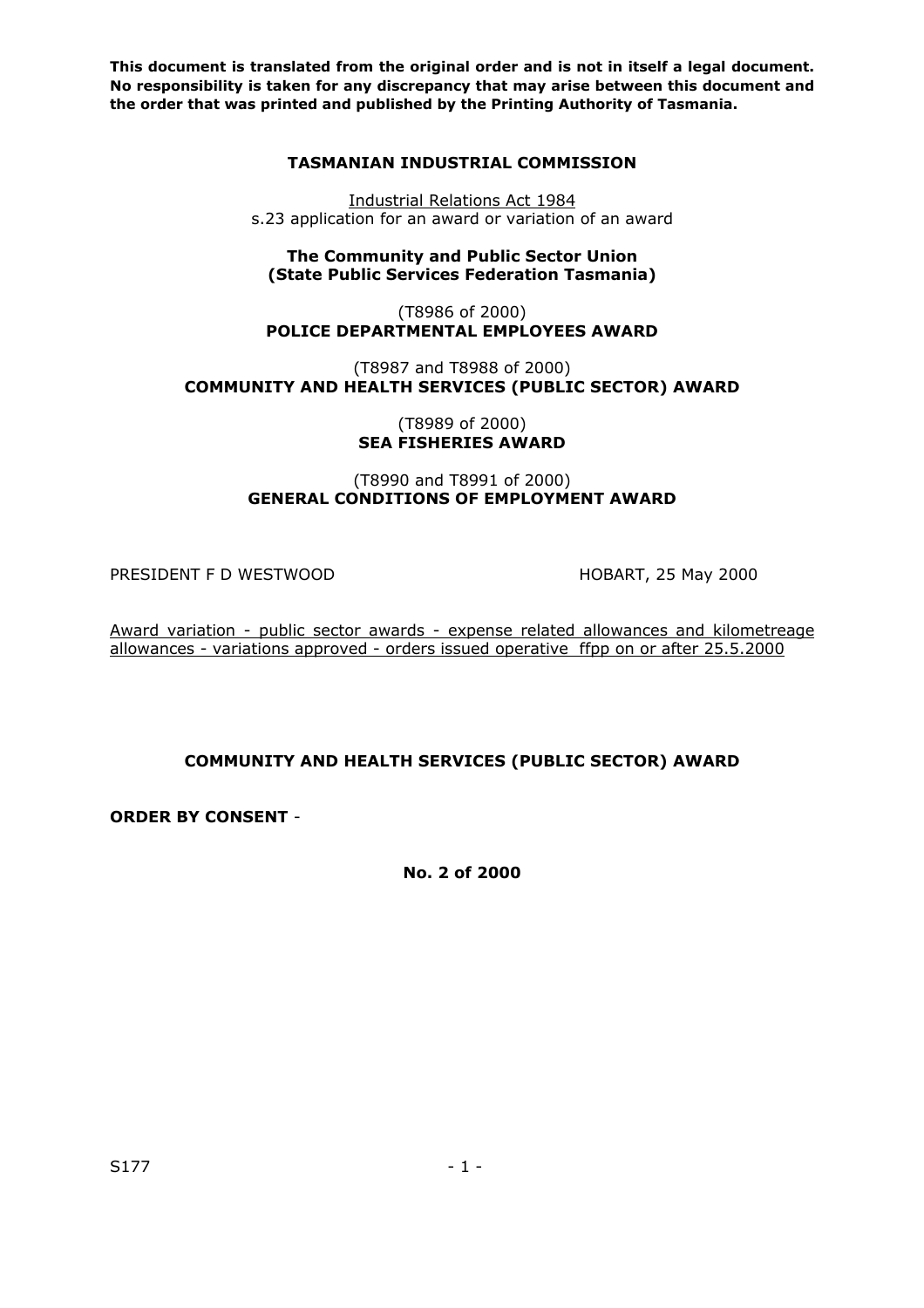**This document is translated from the original order and is not in itself a legal document. No responsibility is taken for any discrepancy that may arise between this document and the order that was printed and published by the Printing Authority of Tasmania.**

**TASMANIAN INDUSTRIAL COMMISSION**

Industrial Relations Act 1984
s.23 application for an award or variation of an award

**The Community and Public Sector Union (State Public Services Federation Tasmania)**

(T8986 of 2000)
**POLICE DEPARTMENTAL EMPLOYEES AWARD**

(T8987 and T8988 of 2000)
**COMMUNITY AND HEALTH SERVICES (PUBLIC SECTOR) AWARD**

(T8989 of 2000)
**SEA FISHERIES AWARD**

(T8990 and T8991 of 2000)
**GENERAL CONDITIONS OF EMPLOYMENT AWARD**

PRESIDENT F D WESTWOOD HOBART, 25 May 2000

Award variation - public sector awards - expense related allowances and kilometreage allowances - variations approved - orders issued operative ffpp on or after 25.5.2000

**COMMUNITY AND HEALTH SERVICES (PUBLIC SECTOR) AWARD**

**ORDER BY CONSENT** -

**No. 2 of 2000**

S177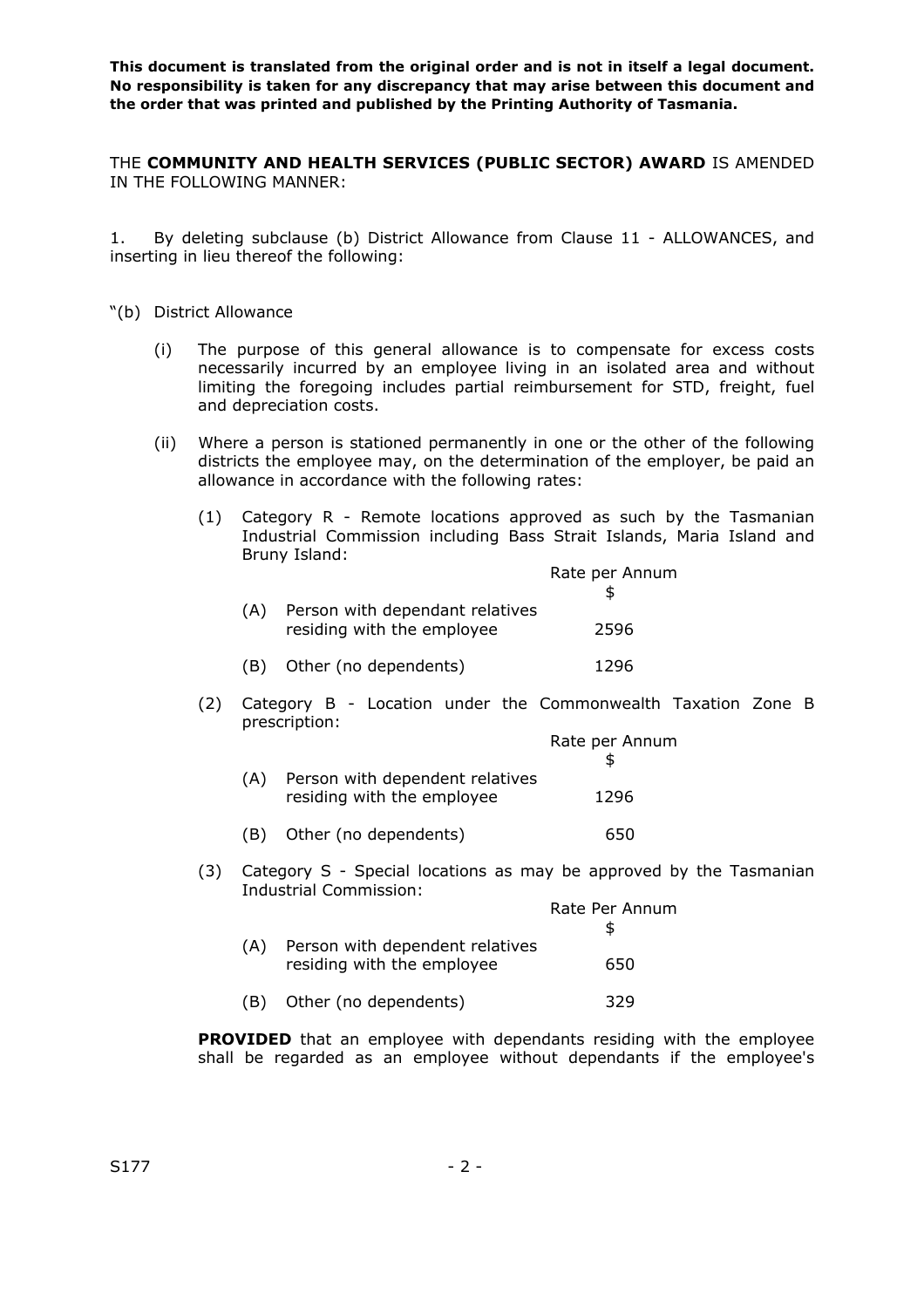**This document is translated from the original order and is not in itself a legal document. No responsibility is taken for any discrepancy that may arise between this document and the order that was printed and published by the Printing Authority of Tasmania.**

THE **COMMUNITY AND HEALTH SERVICES (PUBLIC SECTOR) AWARD** IS AMENDED IN THE FOLLOWING MANNER:

1. By deleting subclause (b) District Allowance from Clause 11 - ALLOWANCES, and inserting in lieu thereof the following:

"(b) District Allowance

(i) The purpose of this general allowance is to compensate for excess costs necessarily incurred by an employee living in an isolated area and without limiting the foregoing includes partial reimbursement for STD, freight, fuel and depreciation costs.

(ii) Where a person is stationed permanently in one or the other of the following districts the employee may, on the determination of the employer, be paid an allowance in accordance with the following rates:

(1) Category R - Remote locations approved as such by the Tasmanian Industrial Commission including Bass Strait Islands, Maria Island and Bruny Island:

| | | Rate per Annum $ |
|---|---|---|
| (A) | Person with dependant relatives residing with the employee | 2596 |
| (B) | Other (no dependents) | 1296 |

(2) Category B - Location under the Commonwealth Taxation Zone B prescription:

| | | Rate per Annum $ |
|---|---|---|
| (A) | Person with dependent relatives residing with the employee | 1296 |
| (B) | Other (no dependents) | 650 |

(3) Category S - Special locations as may be approved by the Tasmanian Industrial Commission:

| | | Rate Per Annum $ |
|---|---|---|
| (A) | Person with dependent relatives residing with the employee | 650 |
| (B) | Other (no dependents) | 329 |

**PROVIDED** that an employee with dependants residing with the employee shall be regarded as an employee without dependants if the employee's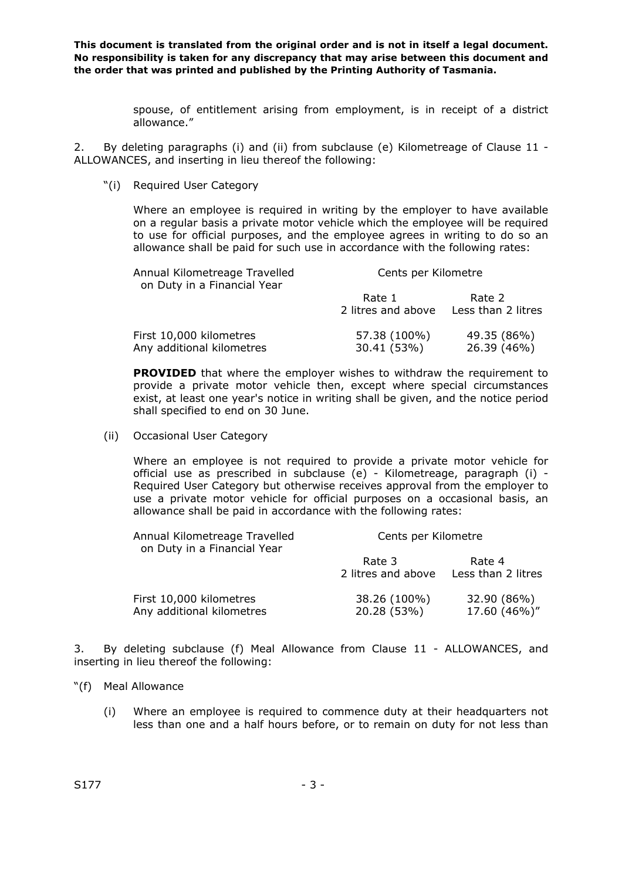**This document is translated from the original order and is not in itself a legal document. No responsibility is taken for any discrepancy that may arise between this document and the order that was printed and published by the Printing Authority of Tasmania.**

spouse, of entitlement arising from employment, is in receipt of a district allowance."

2. By deleting paragraphs (i) and (ii) from subclause (e) Kilometreage of Clause 11 - ALLOWANCES, and inserting in lieu thereof the following:

"(i) Required User Category

Where an employee is required in writing by the employer to have available on a regular basis a private motor vehicle which the employee will be required to use for official purposes, and the employee agrees in writing to do so an allowance shall be paid for such use in accordance with the following rates:

| Annual Kilometreage Travelled on Duty in a Financial Year | Cents per Kilometre | |
|---|---|---|
| | Rate 1<br>2 litres and above | Rate 2<br>Less than 2 litres |
| First 10,000 kilometres | 57.38 (100%) | 49.35 (86%) |
| Any additional kilometres | 30.41 (53%) | 26.39 (46%) |

**PROVIDED** that where the employer wishes to withdraw the requirement to provide a private motor vehicle then, except where special circumstances exist, at least one year's notice in writing shall be given, and the notice period shall specified to end on 30 June.

(ii) Occasional User Category

Where an employee is not required to provide a private motor vehicle for official use as prescribed in subclause (e) - Kilometreage, paragraph (i) - Required User Category but otherwise receives approval from the employer to use a private motor vehicle for official purposes on a occasional basis, an allowance shall be paid in accordance with the following rates:

| Annual Kilometreage Travelled on Duty in a Financial Year | Cents per Kilometre | |
|---|---|---|
| | Rate 3<br>2 litres and above | Rate 4<br>Less than 2 litres |
| First 10,000 kilometres | 38.26 (100%) | 32.90 (86%) |
| Any additional kilometres | 20.28 (53%) | 17.60 (46%)" |

3. By deleting subclause (f) Meal Allowance from Clause 11 - ALLOWANCES, and inserting in lieu thereof the following:

"(f) Meal Allowance

(i) Where an employee is required to commence duty at their headquarters not less than one and a half hours before, or to remain on duty for not less than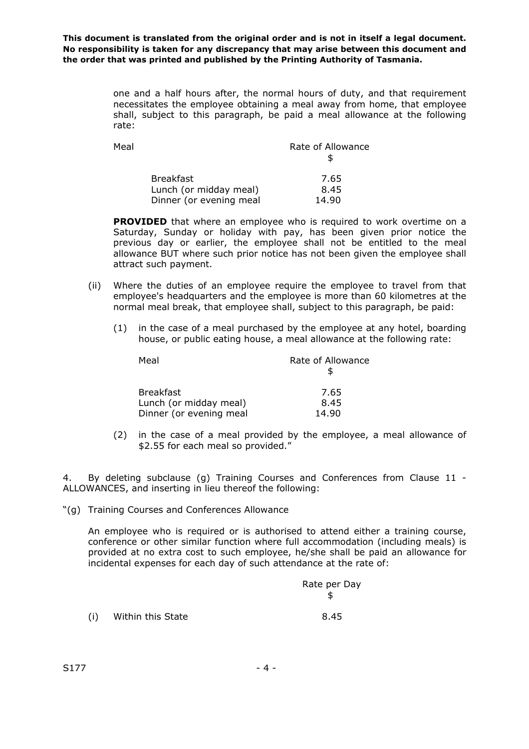**This document is translated from the original order and is not in itself a legal document. No responsibility is taken for any discrepancy that may arise between this document and the order that was printed and published by the Printing Authority of Tasmania.**

one and a half hours after, the normal hours of duty, and that requirement necessitates the employee obtaining a meal away from home, that employee shall, subject to this paragraph, be paid a meal allowance at the following rate:

| Meal | Rate of Allowance $ |
|---|---|
| Breakfast | 7.65 |
| Lunch (or midday meal) | 8.45 |
| Dinner (or evening meal | 14.90 |

**PROVIDED** that where an employee who is required to work overtime on a Saturday, Sunday or holiday with pay, has been given prior notice the previous day or earlier, the employee shall not be entitled to the meal allowance BUT where such prior notice has not been given the employee shall attract such payment.

(ii) Where the duties of an employee require the employee to travel from that employee's headquarters and the employee is more than 60 kilometres at the normal meal break, that employee shall, subject to this paragraph, be paid:

(1) in the case of a meal purchased by the employee at any hotel, boarding house, or public eating house, a meal allowance at the following rate:

| Meal | Rate of Allowance $ |
|---|---|
| Breakfast | 7.65 |
| Lunch (or midday meal) | 8.45 |
| Dinner (or evening meal | 14.90 |

(2) in the case of a meal provided by the employee, a meal allowance of $2.55 for each meal so provided."

4. By deleting subclause (g) Training Courses and Conferences from Clause 11 - ALLOWANCES, and inserting in lieu thereof the following:

"(g) Training Courses and Conferences Allowance

An employee who is required or is authorised to attend either a training course, conference or other similar function where full accommodation (including meals) is provided at no extra cost to such employee, he/she shall be paid an allowance for incidental expenses for each day of such attendance at the rate of:

| | Rate per Day $ |
|---|---|
| (i) Within this State | 8.45 |

S177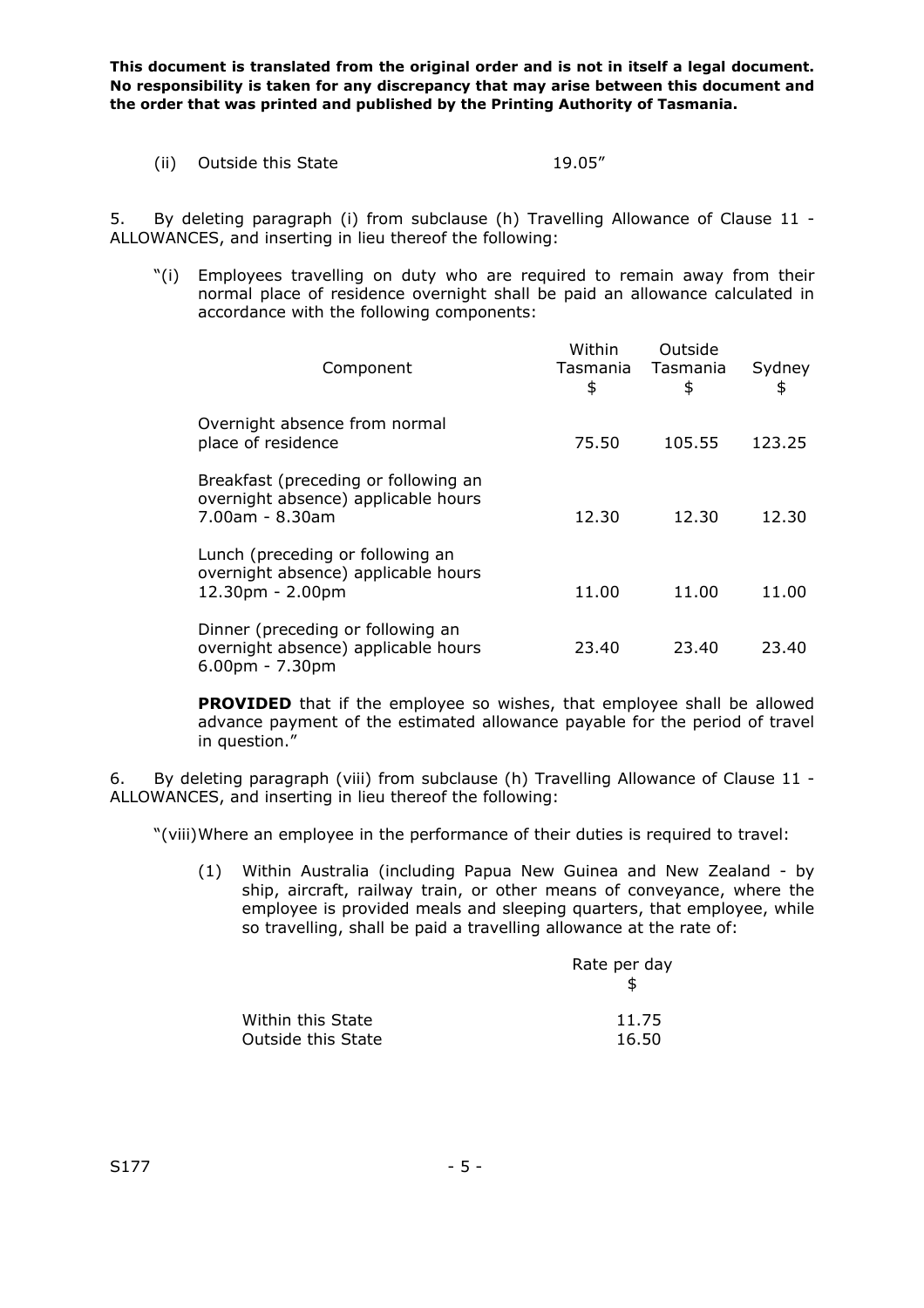**This document is translated from the original order and is not in itself a legal document. No responsibility is taken for any discrepancy that may arise between this document and the order that was printed and published by the Printing Authority of Tasmania.**

(ii) Outside this State 19.05"

5. By deleting paragraph (i) from subclause (h) Travelling Allowance of Clause 11 - ALLOWANCES, and inserting in lieu thereof the following:

"(i) Employees travelling on duty who are required to remain away from their normal place of residence overnight shall be paid an allowance calculated in accordance with the following components:

| Component | Within Tasmania $ | Outside Tasmania $ | Sydney $ |
|---|---|---|---|
| Overnight absence from normal place of residence | 75.50 | 105.55 | 123.25 |
| Breakfast (preceding or following an overnight absence) applicable hours 7.00am - 8.30am | 12.30 | 12.30 | 12.30 |
| Lunch (preceding or following an overnight absence) applicable hours 12.30pm - 2.00pm | 11.00 | 11.00 | 11.00 |
| Dinner (preceding or following an overnight absence) applicable hours 6.00pm - 7.30pm | 23.40 | 23.40 | 23.40 |

**PROVIDED** that if the employee so wishes, that employee shall be allowed advance payment of the estimated allowance payable for the period of travel in question."

6. By deleting paragraph (viii) from subclause (h) Travelling Allowance of Clause 11 - ALLOWANCES, and inserting in lieu thereof the following:

"(viii) Where an employee in the performance of their duties is required to travel:

(1) Within Australia (including Papua New Guinea and New Zealand - by ship, aircraft, railway train, or other means of conveyance, where the employee is provided meals and sleeping quarters, that employee, while so travelling, shall be paid a travelling allowance at the rate of:

| | Rate per day $ |
|---|---|
| Within this State | 11.75 |
| Outside this State | 16.50 |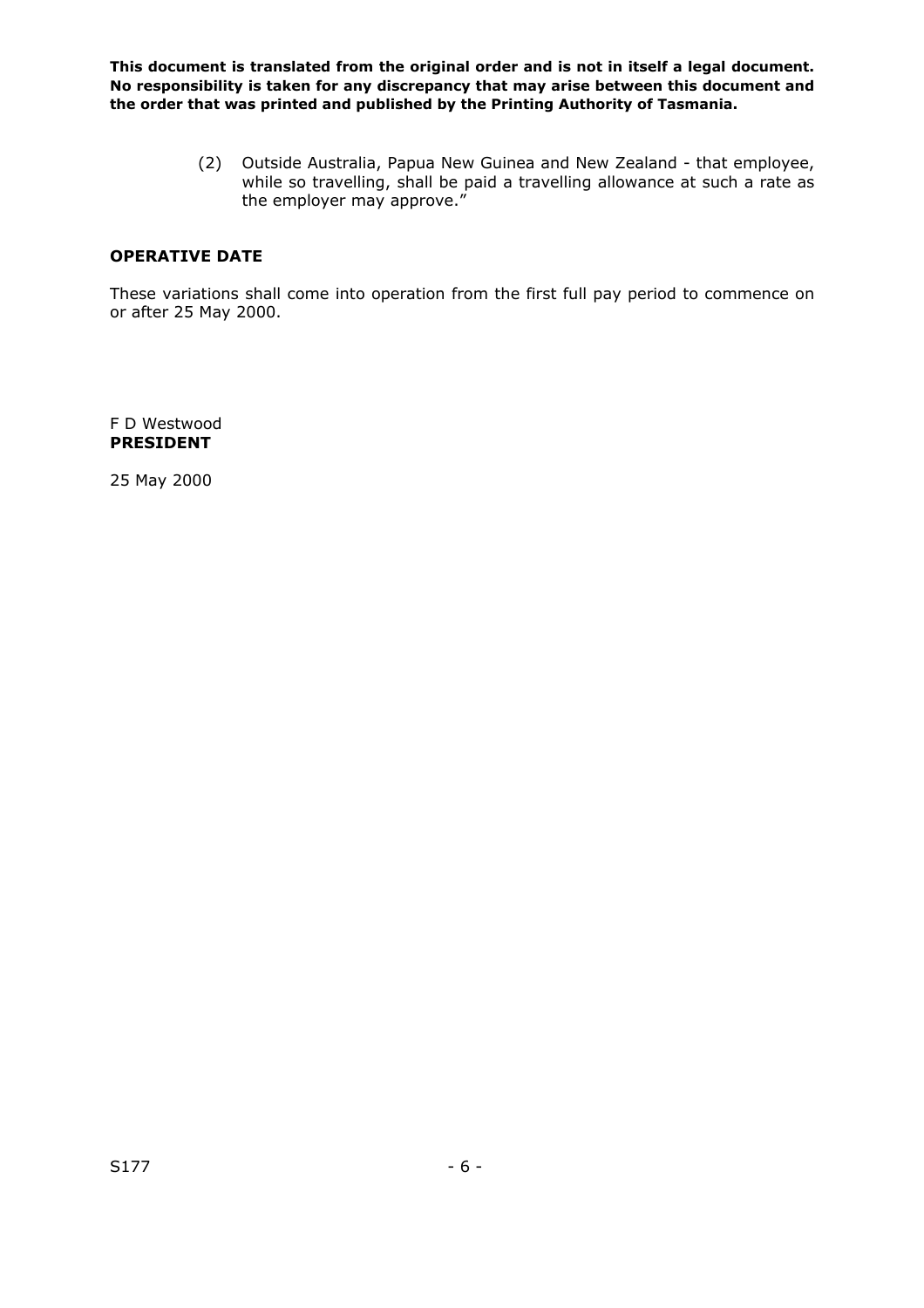**This document is translated from the original order and is not in itself a legal document. No responsibility is taken for any discrepancy that may arise between this document and the order that was printed and published by the Printing Authority of Tasmania.**

(2) Outside Australia, Papua New Guinea and New Zealand - that employee, while so travelling, shall be paid a travelling allowance at such a rate as the employer may approve."

**OPERATIVE DATE**

These variations shall come into operation from the first full pay period to commence on or after 25 May 2000.

F D Westwood
**PRESIDENT**

25 May 2000

S177